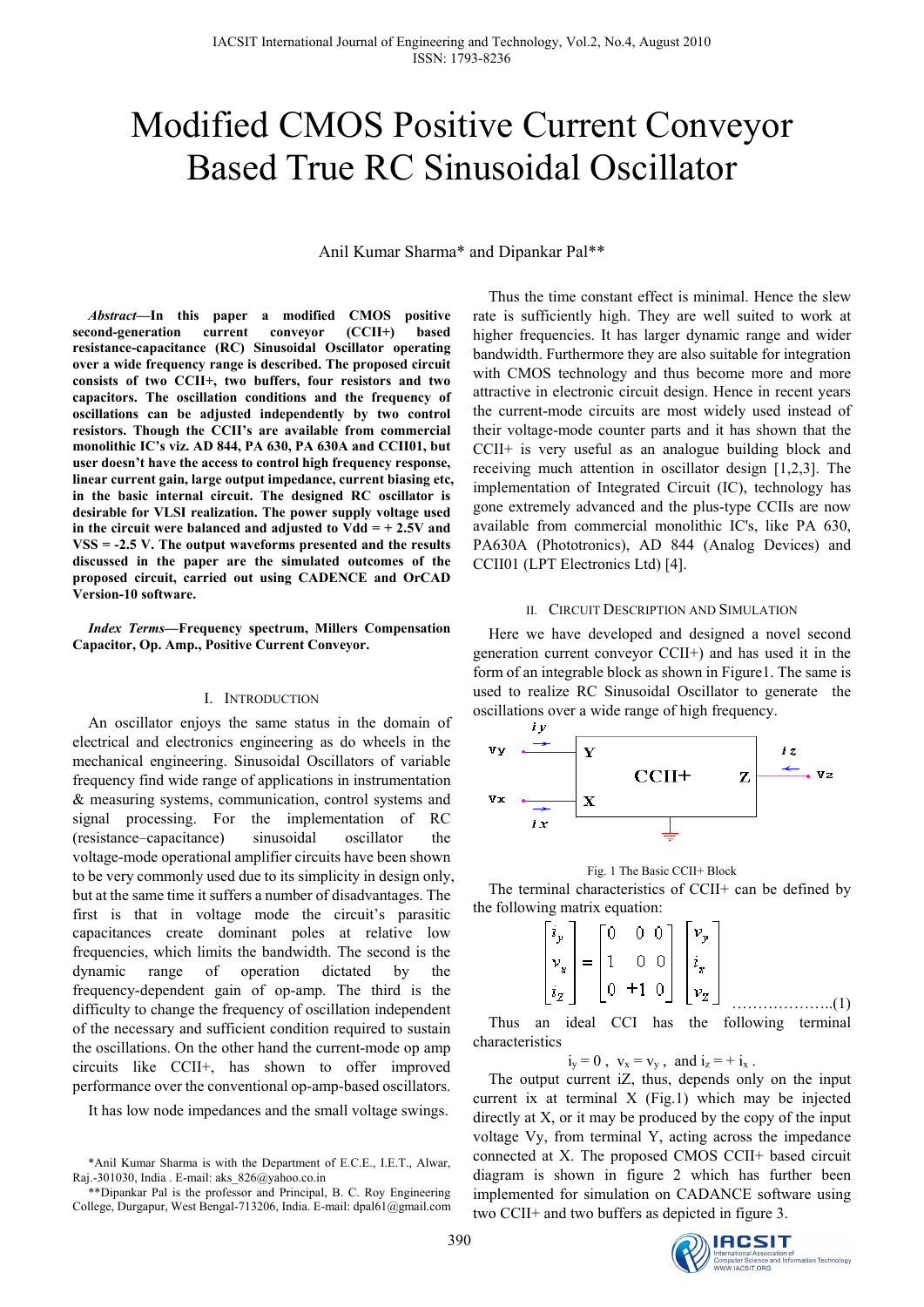# Modified CMOS Positive Current Conveyor Based True RC Sinusoidal Oscillator

Anil Kumar Sharma* and Dipankar Pal**

***Abstract*—In this paper a modified CMOS positive second-generation current conveyor (CCII+) based resistance-capacitance (RC) Sinusoidal Oscillator operating over a wide frequency range is described. The proposed circuit consists of two CCII+, two buffers, four resistors and two capacitors. The oscillation conditions and the frequency of oscillations can be adjusted independently by two control resistors. Though the CCII's are available from commercial monolithic IC's viz. AD 844, PA 630, PA 630A and CCII01, but user doesn't have the access to control high frequency response, linear current gain, large output impedance, current biasing etc, in the basic internal circuit. The designed RC oscillator is desirable for VLSI realization. The power supply voltage used in the circuit were balanced and adjusted to Vdd = + 2.5V and VSS = -2.5 V. The output waveforms presented and the results discussed in the paper are the simulated outcomes of the proposed circuit, carried out using CADENCE and OrCAD Version-10 software.**

***Index Terms*—Frequency spectrum, Millers Compensation Capacitor, Op. Amp., Positive Current Conveyor.**

## I. Introduction

An oscillator enjoys the same status in the domain of electrical and electronics engineering as do wheels in the mechanical engineering. Sinusoidal Oscillators of variable frequency find wide range of applications in instrumentation & measuring systems, communication, control systems and signal processing. For the implementation of RC (resistance–capacitance) sinusoidal oscillator the voltage-mode operational amplifier circuits have been shown to be very commonly used due to its simplicity in design only, but at the same time it suffers a number of disadvantages. The first is that in voltage mode the circuit's parasitic capacitances create dominant poles at relative low frequencies, which limits the bandwidth. The second is the dynamic range of operation dictated by the frequency-dependent gain of op-amp. The third is the difficulty to change the frequency of oscillation independent of the necessary and sufficient condition required to sustain the oscillations. On the other hand the current-mode op amp circuits like CCII+, has shown to offer improved performance over the conventional op-amp-based oscillators.

It has low node impedances and the small voltage swings. Thus the time constant effect is minimal. Hence the slew rate is sufficiently high. They are well suited to work at higher frequencies. It has larger dynamic range and wider bandwidth. Furthermore they are also suitable for integration with CMOS technology and thus become more and more attractive in electronic circuit design. Hence in recent years the current-mode circuits are most widely used instead of their voltage-mode counter parts and it has shown that the CCII+ is very useful as an analogue building block and receiving much attention in oscillator design [1,2,3]. The implementation of Integrated Circuit (IC), technology has gone extremely advanced and the plus-type CCIIs are now available from commercial monolithic IC's, like PA 630, PA630A (Phototronics), AD 844 (Analog Devices) and CCII01 (LPT Electronics Ltd) [4].

## II. Circuit Description and Simulation

Here we have developed and designed a novel second generation current conveyor CCII+) and has used it in the form of an integrable block as shown in Figure1. The same is used to realize RC Sinusoidal Oscillator to generate the oscillations over a wide range of high frequency.

Fig. 1 The Basic CCII+ Block

The terminal characteristics of CCII+ can be defined by the following matrix equation:

$$\begin{bmatrix} i_y \\ v_x \\ i_Z \end{bmatrix} = \begin{bmatrix} 0 & 0 & 0 \\ 1 & 0 & 0 \\ 0 & +1 & 0 \end{bmatrix} \begin{bmatrix} v_y \\ i_x \\ v_Z \end{bmatrix} \quad \text{..................(1)}$$

Thus an ideal CCI has the following terminal characteristics

$$i_y = 0\ ,\ \ v_x = v_y\ ,\ \text{ and } i_z = + i_x\ .$$

The output current iZ, thus, depends only on the input current ix at terminal X (Fig.1) which may be injected directly at X, or it may be produced by the copy of the input voltage Vy, from terminal Y, acting across the impedance connected at X. The proposed CMOS CCII+ based circuit diagram is shown in figure 2 which has further been implemented for simulation on CADANCE software using two CCII+ and two buffers as depicted in figure 3.

*Anil Kumar Sharma is with the Department of E.C.E., I.E.T., Alwar, Raj.-301030, India . E-mail: aks_826@yahoo.co.in

**Dipankar Pal is the professor and Principal, B. C. Roy Engineering College, Durgapur, West Bengal-713206, India. E-mail: dpal61@gmail.com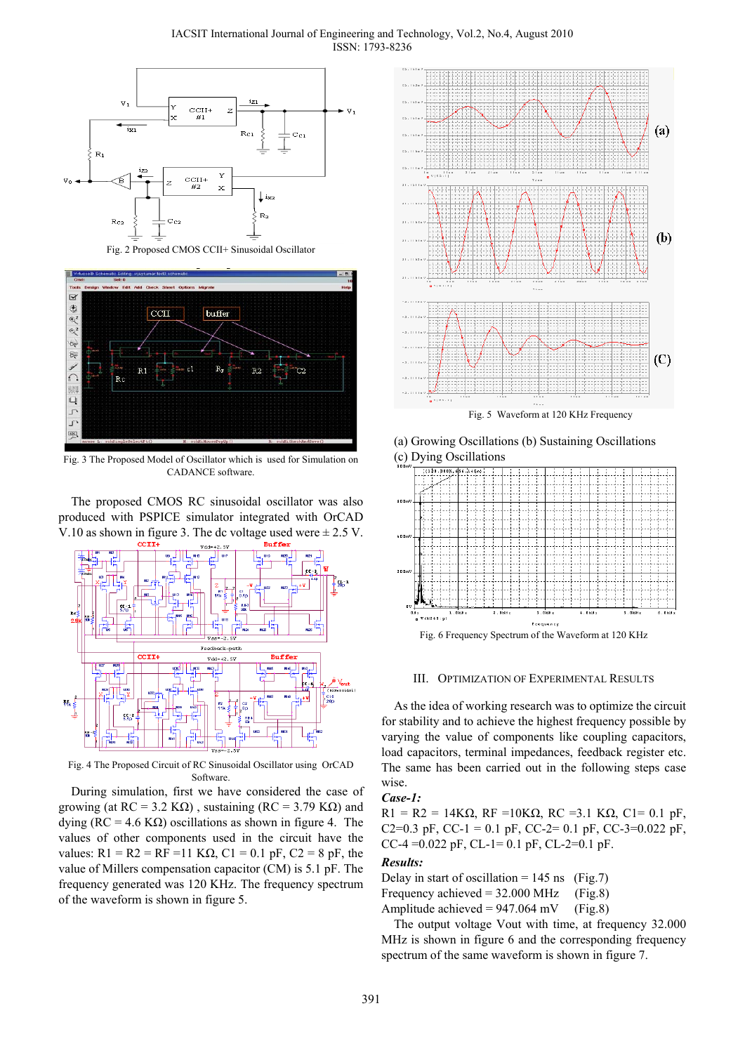Fig. 2 Proposed CMOS CCII+ Sinusoidal Oscillator

Fig. 3 The Proposed Model of Oscillator which is used for Simulation on CADANCE software.

The proposed CMOS RC sinusoidal oscillator was also produced with PSPICE simulator integrated with OrCAD V.10 as shown in figure 3. The dc voltage used were ± 2.5 V.

Fig. 4 The Proposed Circuit of RC Sinusoidal Oscillator using OrCAD Software.

During simulation, first we have considered the case of growing (at RC = 3.2 KΩ) , sustaining (RC = 3.79 KΩ) and dying (RC = 4.6 KΩ) oscillations as shown in figure 4. The values of other components used in the circuit have the values: R1 = R2 = RF =11 KΩ, C1 = 0.1 pF, C2 = 8 pF, the value of Millers compensation capacitor (CM) is 5.1 pF. The frequency generated was 120 KHz. The frequency spectrum of the waveform is shown in figure 5.

Fig. 5 Waveform at 120 KHz Frequency

(a) Growing Oscillations (b) Sustaining Oscillations
(c) Dying Oscillations

Fig. 6 Frequency Spectrum of the Waveform at 120 KHz

## III. Optimization of Experimental Results

As the idea of working research was to optimize the circuit for stability and to achieve the highest frequency possible by varying the value of components like coupling capacitors, load capacitors, terminal impedances, feedback register etc. The same has been carried out in the following steps case wise.

***Case-1:***

R1 = R2 = 14KΩ, RF =10KΩ, RC =3.1 KΩ, C1= 0.1 pF, C2=0.3 pF, CC-1 = 0.1 pF, CC-2= 0.1 pF, CC-3=0.022 pF, CC-4 =0.022 pF, CL-1= 0.1 pF, CL-2=0.1 pF.

***Results:***

Delay in start of oscillation = 145 ns (Fig.7)
Frequency achieved = 32.000 MHz (Fig.8)
Amplitude achieved = 947.064 mV (Fig.8)

The output voltage Vout with time, at frequency 32.000 MHz is shown in figure 6 and the corresponding frequency spectrum of the same waveform is shown in figure 7.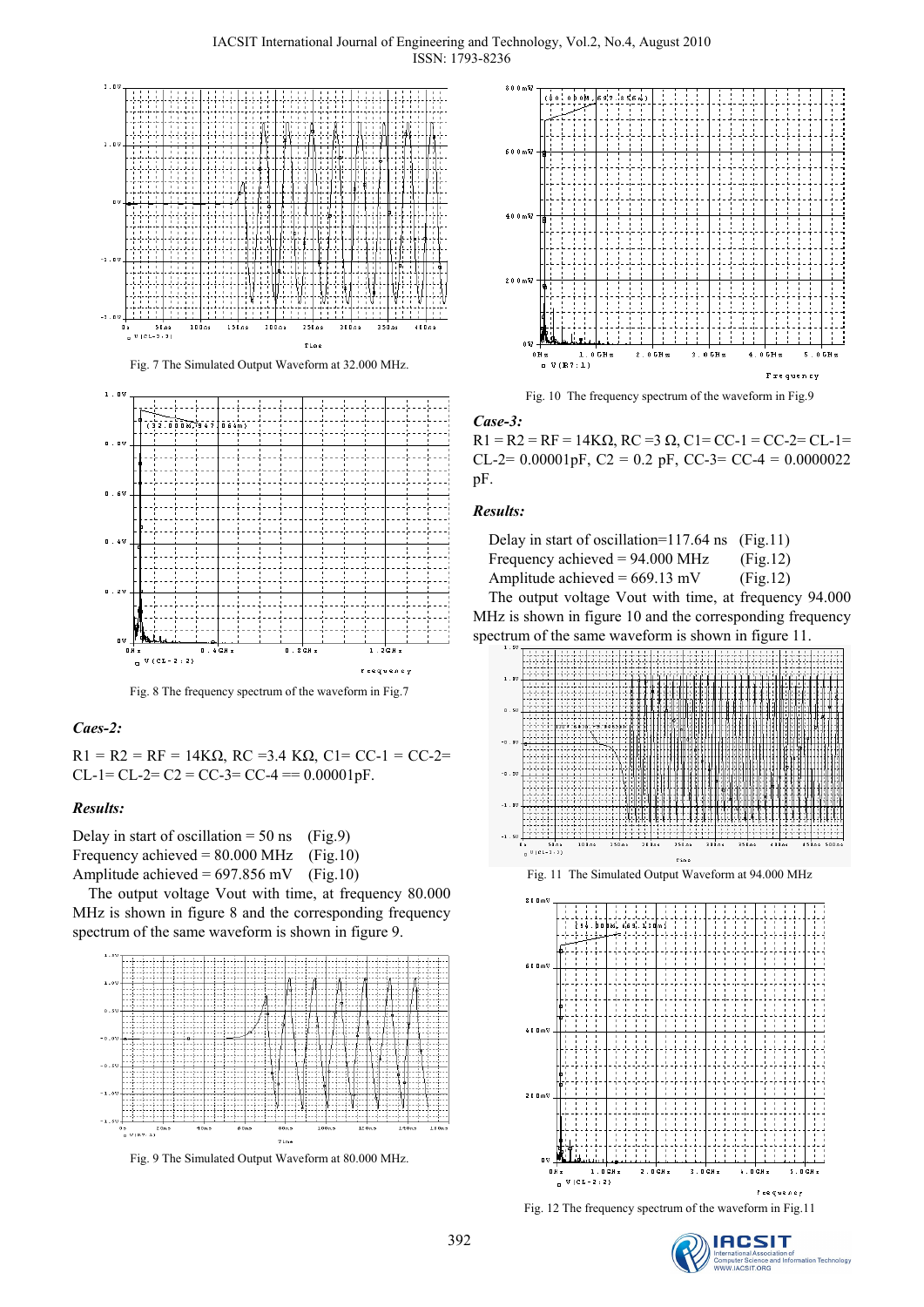1.5V

1.0V

0V

-1.0V

-1.5V

0s 50ns 100ns 150ns 200ns 250ns 300ns 350ns 400ns

V(CL-2:2)

Time

Fig. 7 The Simulated Output Waveform at 32.000 MHz.

1.0V

(32.000M,947.064m)

0.8V

0.6V

0.4V

0.2V

0V

0Hz 0.4GHz 0.8GHz 1.2GHz

V(CL-2:2)

Frequency

Fig. 8 The frequency spectrum of the waveform in Fig.7

### *Caes-2:*

R1 = R2 = RF = 14KΩ, RC =3.4 KΩ, C1= CC-1 = CC-2= CL-1= CL-2= C2 = CC-3= CC-4 == 0.00001pF.

### *Results:*

Delay in start of oscillation = 50 ns (Fig.9)
Frequency achieved = 80.000 MHz (Fig.10)
Amplitude achieved = 697.856 mV (Fig.10)

The output voltage Vout with time, at frequency 80.000 MHz is shown in figure 8 and the corresponding frequency spectrum of the same waveform is shown in figure 9.

1.5V

1.0V

0.5V

-0.0V

-0.5V

-1.0V

-1.5V

0s 20ns 40ns 60ns 80ns 100ns 120ns 140ns 160ns

V(R7:1)

Time

Fig. 9 The Simulated Output Waveform at 80.000 MHz.

800mV

(80.000M,697.856m)

600mV

400mV

200mV

0V

0Hz 1.0GHz 2.0GHz 3.0GHz 4.0GHz 5.0GHz

V(R7:1)

Frequency

Fig. 10 The frequency spectrum of the waveform in Fig.9

### *Case-3:*

R1 = R2 = RF = 14KΩ, RC =3 Ω, C1= CC-1 = CC-2= CL-1= CL-2= 0.00001pF, C2 = 0.2 pF, CC-3= CC-4 = 0.0000022 pF.

### *Results:*

Delay in start of oscillation=117.64 ns (Fig.11)
Frequency achieved = 94.000 MHz (Fig.12)
Amplitude achieved = 669.13 mV (Fig.12)

The output voltage Vout with time, at frequency 94.000 MHz is shown in figure 10 and the corresponding frequency spectrum of the same waveform is shown in figure 11.

1.5V

1.0V

0.5V

-0.0V

-0.5V

-1.0V

-1.5V

0s 50ns 100ns 150ns 200ns 250ns 300ns 350ns 400ns 450ns 500ns

V(CL-2:2)

Time

Fig. 11 The Simulated Output Waveform at 94.000 MHz

800mV

(94.000M,669.130m)

600mV

400mV

200mV

0V

0Hz 1.0GHz 2.0GHz 3.0GHz 4.0GHz 5.0GHz

V(CL-2:2)

Frequency

Fig. 12 The frequency spectrum of the waveform in Fig.11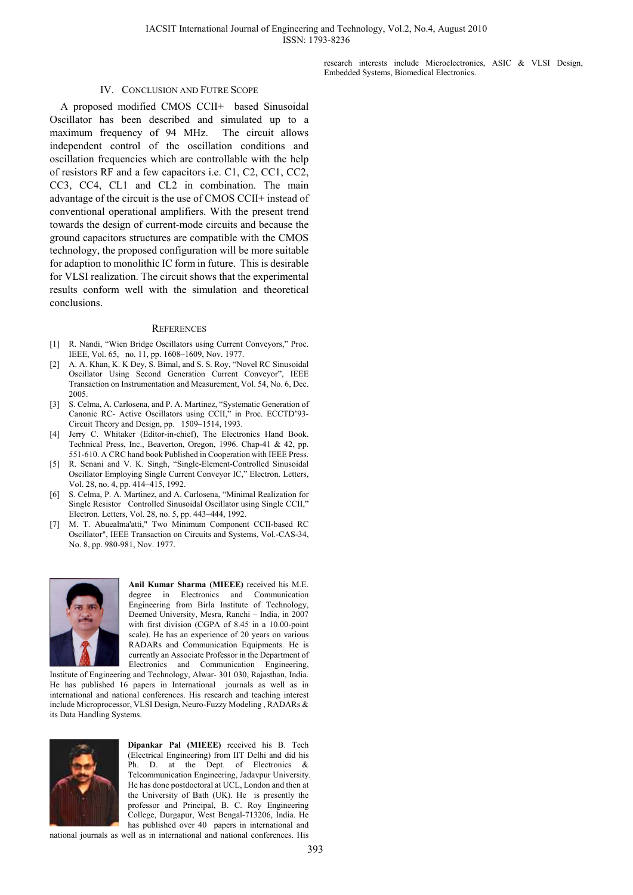## IV. Conclusion and Futre Scope

A proposed modified CMOS CCII+ based Sinusoidal Oscillator has been described and simulated up to a maximum frequency of 94 MHz. The circuit allows independent control of the oscillation conditions and oscillation frequencies which are controllable with the help of resistors RF and a few capacitors i.e. C1, C2, CC1, CC2, CC3, CC4, CL1 and CL2 in combination. The main advantage of the circuit is the use of CMOS CCII+ instead of conventional operational amplifiers. With the present trend towards the design of current-mode circuits and because the ground capacitors structures are compatible with the CMOS technology, the proposed configuration will be more suitable for adaption to monolithic IC form in future. This is desirable for VLSI realization. The circuit shows that the experimental results conform well with the simulation and theoretical conclusions.

## References

[1] R. Nandi, "Wien Bridge Oscillators using Current Conveyors," Proc. IEEE, Vol. 65, no. 11, pp. 1608–1609, Nov. 1977.

[2] A. A. Khan, K. K Dey, S. Bimal, and S. S. Roy, "Novel RC Sinusoidal Oscillator Using Second Generation Current Conveyor", IEEE Transaction on Instrumentation and Measurement, Vol. 54, No. 6, Dec. 2005.

[3] S. Celma, A. Carlosena, and P. A. Martinez, "Systematic Generation of Canonic RC- Active Oscillators using CCII," in Proc. ECCTD'93- Circuit Theory and Design, pp. 1509–1514, 1993.

[4] Jerry C. Whitaker (Editor-in-chief), The Electronics Hand Book. Technical Press, Inc., Beaverton, Oregon, 1996. Chap-41 & 42, pp. 551-610. A CRC hand book Published in Cooperation with IEEE Press.

[5] R. Senani and V. K. Singh, "Single-Element-Controlled Sinusoidal Oscillator Employing Single Current Conveyor IC," Electron. Letters, Vol. 28, no. 4, pp. 414–415, 1992.

[6] S. Celma, P. A. Martinez, and A. Carlosena, "Minimal Realization for Single Resistor Controlled Sinusoidal Oscillator using Single CCII," Electron. Letters, Vol. 28, no. 5, pp. 443–444, 1992.

[7] M. T. Abuealma'atti," Two Minimum Component CCII-based RC Oscillator", IEEE Transaction on Circuits and Systems, Vol.-CAS-34, No. 8, pp. 980-981, Nov. 1977.

**Anil Kumar Sharma (MIEEE)** received his M.E. degree in Electronics and Communication Engineering from Birla Institute of Technology, Deemed University, Mesra, Ranchi – India, in 2007 with first division (CGPA of 8.45 in a 10.00-point scale). He has an experience of 20 years on various RADARs and Communication Equipments. He is currently an Associate Professor in the Department of Electronics and Communication Engineering, Institute of Engineering and Technology, Alwar- 301 030, Rajasthan, India. He has published 16 papers in International journals as well as in international and national conferences. His research and teaching interest include Microprocessor, VLSI Design, Neuro-Fuzzy Modeling , RADARs & its Data Handling Systems.

**Dipankar Pal (MIEEE)** received his B. Tech (Electrical Engineering) from IIT Delhi and did his Ph. D. at the Dept. of Electronics & Telcommunication Engineering, Jadavpur University. He has done postdoctoral at UCL, London and then at the University of Bath (UK). He is presently the professor and Principal, B. C. Roy Engineering College, Durgapur, West Bengal-713206, India. He has published over 40 papers in international and national journals as well as in international and national conferences. His research interests include Microelectronics, ASIC & VLSI Design, Embedded Systems, Biomedical Electronics.